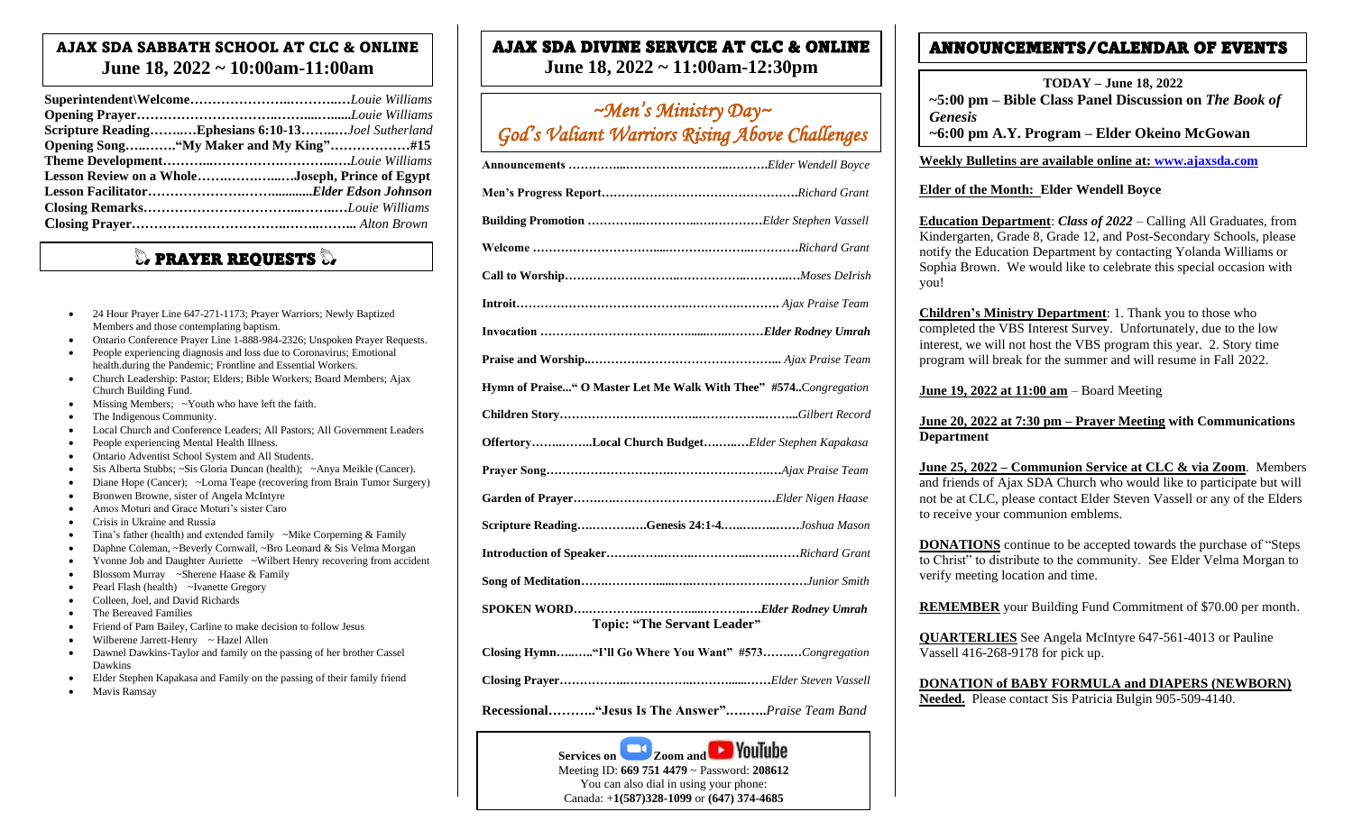## AJAX SDA SABBATH SCHOOL AT CLC & ONLINE
## June 18, 2022 ~ 10:00am-11:00am

**Superintendent\Welcome**……………………..………..…*Louie Williams*
**Opening Prayer**……………………………..……...….......*Louie Williams*
**Scripture Reading**……..…**Ephesians 6:10-13**……..….*Joel Sutherland*
**Opening Song**….……..**"My Maker and My King"**………………**#15**
**Theme Development**………..…………………….…...….*Louie Williams*
**Lesson Review on a Whole**……..………..….**Joseph, Prince of Egypt**
**Lesson Facilitator**……………………..…...........***Elder Edson Johnson***
**Closing Remarks**……………………………...……..….*Louie Williams*
**Closing Prayer**……………………………..……..……... *Alton Brown*

## PRAYER REQUESTS

- 24 Hour Prayer Line 647-271-1173; Prayer Warriors; Newly Baptized Members and those contemplating baptism.
- Ontario Conference Prayer Line 1-888-984-2326; Unspoken Prayer Requests.
- People experiencing diagnosis and loss due to Coronavirus; Emotional health.during the Pandemic; Frontline and Essential Workers.
- Church Leadership: Pastor; Elders; Bible Workers; Board Members; Ajax Church Building Fund.
- Missing Members; ~Youth who have left the faith.
- The Indigenous Community.
- Local Church and Conference Leaders; All Pastors; All Government Leaders
- People experiencing Mental Health Illness.
- Ontario Adventist School System and All Students.
- Sis Alberta Stubbs; ~Sis Gloria Duncan (health); ~Anya Meikle (Cancer).
- Diane Hope (Cancer); ~Lorna Teape (recovering from Brain Tumor Surgery)
- Bronwen Browne, sister of Angela McIntyre
- Amos Moturi and Grace Moturi's sister Caro
- Crisis in Ukraine and Russia
- Tina's father (health) and extended family ~Mike Corpening & Family
- Daphne Coleman, ~Beverly Cornwall, ~Bro Leonard & Sis Velma Morgan
- Yvonne Job and Daughter Auriette ~Wilbert Henry recovering from accident
- Blossom Murray ~Sherene Haase & Family
- Pearl Flash (health) ~Ivanette Gregory
- Colleen, Joel, and David Richards
- The Bereaved Families
- Friend of Pam Bailey, Carline to make decision to follow Jesus
- Wilberene Jarrett-Henry ~ Hazel Allen
- Dawnel Dawkins-Taylor and family on the passing of her brother Cassel Dawkins
- Elder Stephen Kapakasa and Family on the passing of their family friend
- Mavis Ramsay

## AJAX SDA DIVINE SERVICE AT CLC & ONLINE
## June 18, 2022 ~ 11:00am-12:30pm

### *~Men's Ministry Day~*
### *God's Valiant Warriors Rising Above Challenges*

**Announcements** …………...………………….……….*Elder Wendell Boyce*

**Men's Progress Report**…………………………………………*Richard Grant*

**Building Promotion** ……………..………...……………*Elder Stephen Vassell*

**Welcome** ……………………….......……….………..…………*Richard Grant*

**Call to Worship**…………………….………………..……..….*Moses DeIrish*

**Introit**……………………………….………………………. *Ajax Praise Team*

**Invocation** …………………………..……........………***Elder Rodney Umrah***

**Praise and Worship**..………………………………………... *Ajax Praise Team*

**Hymn of Praise..." O Master Let Me Walk With Thee" #574**..*Congregation*

**Children Story**…………………………….……………..……...*Gilbert Record*

**Offertory**……..……..**Local Church Budget**……..…*Elder Stephen Kapakasa*

**Prayer Song**……………………….………………………….*Ajax Praise Team*

**Garden of Prayer**……..………………………………….*Elder Nigen Haase*

**Scripture Reading**.…….……….**Genesis 24:1-4**…..……..……*Joshua Mason*

**Introduction of Speaker**…….……..………………..……..……*Richard Grant*

**Song of Meditation**……..………......…..…………………..………*Junior Smith*

**SPOKEN WORD**…..…………………………...…………….***Elder Rodney Umrah***
**Topic: "The Servant Leader"**

**Closing Hymn**…..…..**"I'll Go Where You Want" #573**……..…*Congregation*

**Closing Prayer**…………….……………..……….......……*Elder Steven Vassell*

**Recessional**………..**"Jesus Is The Answer"**…….…*Praise Team Band*

**Services on Zoom and YouTube**
Meeting ID: **669 751 4479** ~ Password: **208612**
You can also dial in using your phone:
Canada: **+1(587)328-1099** or **(647) 374-4685**

## ANNOUNCEMENTS/CALENDAR OF EVENTS

**TODAY – June 18, 2022**
**~5:00 pm – Bible Class Panel Discussion on *The Book of Genesis***
**~6:00 pm A.Y. Program – Elder Okeino McGowan**

**Weekly Bulletins are available online at: www.ajaxsda.com**

**Elder of the Month: Elder Wendell Boyce**

**Education Department**: *Class of 2022* – Calling All Graduates, from Kindergarten, Grade 8, Grade 12, and Post-Secondary Schools, please notify the Education Department by contacting Yolanda Williams or Sophia Brown. We would like to celebrate this special occasion with you!

**Children's Ministry Department**: 1. Thank you to those who completed the VBS Interest Survey. Unfortunately, due to the low interest, we will not host the VBS program this year. 2. Story time program will break for the summer and will resume in Fall 2022.

**June 19, 2022 at 11:00 am** – Board Meeting

**June 20, 2022 at 7:30 pm – Prayer Meeting with Communications Department**

**June 25, 2022 – Communion Service at CLC & via Zoom**. Members and friends of Ajax SDA Church who would like to participate but will not be at CLC, please contact Elder Steven Vassell or any of the Elders to receive your communion emblems.

**DONATIONS** continue to be accepted towards the purchase of "Steps to Christ" to distribute to the community. See Elder Velma Morgan to verify meeting location and time.

**REMEMBER** your Building Fund Commitment of $70.00 per month.

**QUARTERLIES** See Angela McIntyre 647-561-4013 or Pauline Vassell 416-268-9178 for pick up.

**DONATION of BABY FORMULA and DIAPERS (NEWBORN) Needed.** Please contact Sis Patricia Bulgin 905-509-4140.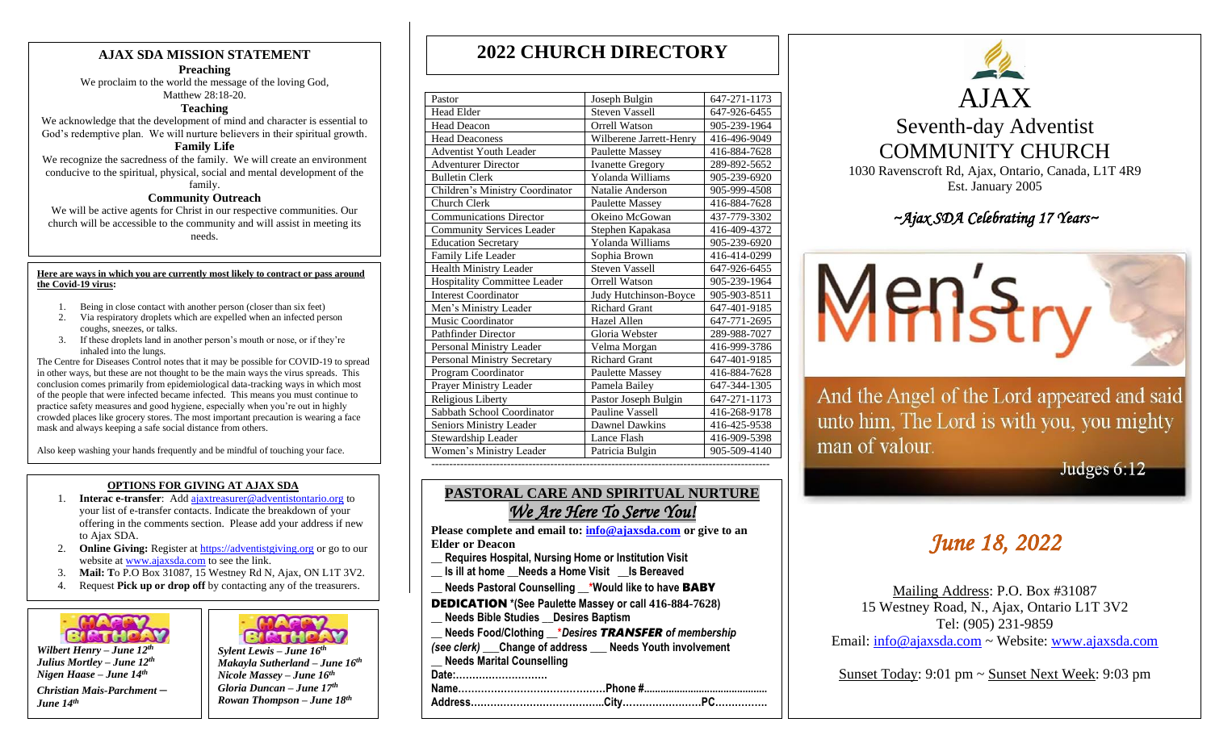## AJAX SDA MISSION STATEMENT

**Preaching**

We proclaim to the world the message of the loving God, Matthew 28:18-20.

**Teaching**

We acknowledge that the development of mind and character is essential to God's redemptive plan. We will nurture believers in their spiritual growth.

**Family Life**

We recognize the sacredness of the family. We will create an environment conducive to the spiritual, physical, social and mental development of the family.

**Community Outreach**

We will be active agents for Christ in our respective communities. Our church will be accessible to the community and will assist in meeting its needs.

**Here are ways in which you are currently most likely to contract or pass around the Covid-19 virus:**

1. Being in close contact with another person (closer than six feet)
2. Via respiratory droplets which are expelled when an infected person coughs, sneezes, or talks.
3. If these droplets land in another person's mouth or nose, or if they're inhaled into the lungs.

The Centre for Diseases Control notes that it may be possible for COVID-19 to spread in other ways, but these are not thought to be the main ways the virus spreads. This conclusion comes primarily from epidemiological data-tracking ways in which most of the people that were infected became infected. This means you must continue to practice safety measures and good hygiene, especially when you're out in highly crowded places like grocery stores. The most important precaution is wearing a face mask and always keeping a safe social distance from others.

Also keep washing your hands frequently and be mindful of touching your face.

### OPTIONS FOR GIVING AT AJAX SDA

1. **Interac e-transfer**: Add ajaxtreasurer@adventistontario.org to your list of e-transfer contacts. Indicate the breakdown of your offering in the comments section. Please add your address if new to Ajax SDA.
2. **Online Giving:** Register at https://adventistgiving.org or go to our website at www.ajaxsda.com to see the link.
3. **Mail: T**o P.O Box 31087, 15 Westney Rd N, Ajax, ON L1T 3V2.
4. Request **Pick up or drop off** by contacting any of the treasurers.

HAPPY BIRTHDAY

*Wilbert Henry – June 12th*
*Julius Mortley – June 12th*
*Nigen Haase – June 14th*
*Christian Mais-Parchment – June 14th*

HAPPY BIRTHDAY

*Sylent Lewis – June 16th*
*Makayla Sutherland – June 16th*
*Nicole Massey – June 16th*
*Gloria Duncan – June 17th*
*Rowan Thompson – June 18th*

# 2022 CHURCH DIRECTORY

| | | |
|---|---|---|
| Pastor | Joseph Bulgin | 647-271-1173 |
| Head Elder | Steven Vassell | 647-926-6455 |
| Head Deacon | Orrell Watson | 905-239-1964 |
| Head Deaconess | Wilberene Jarrett-Henry | 416-496-9049 |
| Adventist Youth Leader | Paulette Massey | 416-884-7628 |
| Adventurer Director | Ivanette Gregory | 289-892-5652 |
| Bulletin Clerk | Yolanda Williams | 905-239-6920 |
| Children's Ministry Coordinator | Natalie Anderson | 905-999-4508 |
| Church Clerk | Paulette Massey | 416-884-7628 |
| Communications Director | Okeino McGowan | 437-779-3302 |
| Community Services Leader | Stephen Kapakasa | 416-409-4372 |
| Education Secretary | Yolanda Williams | 905-239-6920 |
| Family Life Leader | Sophia Brown | 416-414-0299 |
| Health Ministry Leader | Steven Vassell | 647-926-6455 |
| Hospitality Committee Leader | Orrell Watson | 905-239-1964 |
| Interest Coordinator | Judy Hutchinson-Boyce | 905-903-8511 |
| Men's Ministry Leader | Richard Grant | 647-401-9185 |
| Music Coordinator | Hazel Allen | 647-771-2695 |
| Pathfinder Director | Gloria Webster | 289-988-7027 |
| Personal Ministry Leader | Velma Morgan | 416-999-3786 |
| Personal Ministry Secretary | Richard Grant | 647-401-9185 |
| Program Coordinator | Paulette Massey | 416-884-7628 |
| Prayer Ministry Leader | Pamela Bailey | 647-344-1305 |
| Religious Liberty | Pastor Joseph Bulgin | 647-271-1173 |
| Sabbath School Coordinator | Pauline Vassell | 416-268-9178 |
| Seniors Ministry Leader | Dawnel Dawkins | 416-425-9538 |
| Stewardship Leader | Lance Flash | 416-909-5398 |
| Women's Ministry Leader | Patricia Bulgin | 905-509-4140 |

## PASTORAL CARE AND SPIRITUAL NURTURE

*We Are Here To Serve You!*

**Please complete and email to: info@ajaxsda.com or give to an Elder or Deacon**

__ **Requires Hospital, Nursing Home or Institution Visit**
__ **Is ill at home __Needs a Home Visit __Is Bereaved**
__ **Needs Pastoral Counselling __*Would like to have BABY DEDICATION *(See Paulette Massey or call 416-884-7628)**
__ **Needs Bible Studies __Desires Baptism**
__ **Needs Food/Clothing __*Desires TRANSFER of membership (see clerk) ___Change of address ___ Needs Youth involvement**
__ **Needs Marital Counselling**

**Date:............................**

**Name..........................................Phone #..........................................**

**Address.........................................City.......................PC................**

# AJAX
## Seventh-day Adventist COMMUNITY CHURCH

1030 Ravenscroft Rd, Ajax, Ontario, Canada, L1T 4R9
Est. January 2005

*~Ajax SDA Celebrating 17 Years~*

Men's Ministry

And the Angel of the Lord appeared and said unto him, The Lord is with you, you mighty man of valour.

Judges 6:12

*June 18, 2022*

Mailing Address: P.O. Box #31087
15 Westney Road, N., Ajax, Ontario L1T 3V2
Tel: (905) 231-9859
Email: info@ajaxsda.com ~ Website: www.ajaxsda.com

Sunset Today: 9:01 pm ~ Sunset Next Week: 9:03 pm